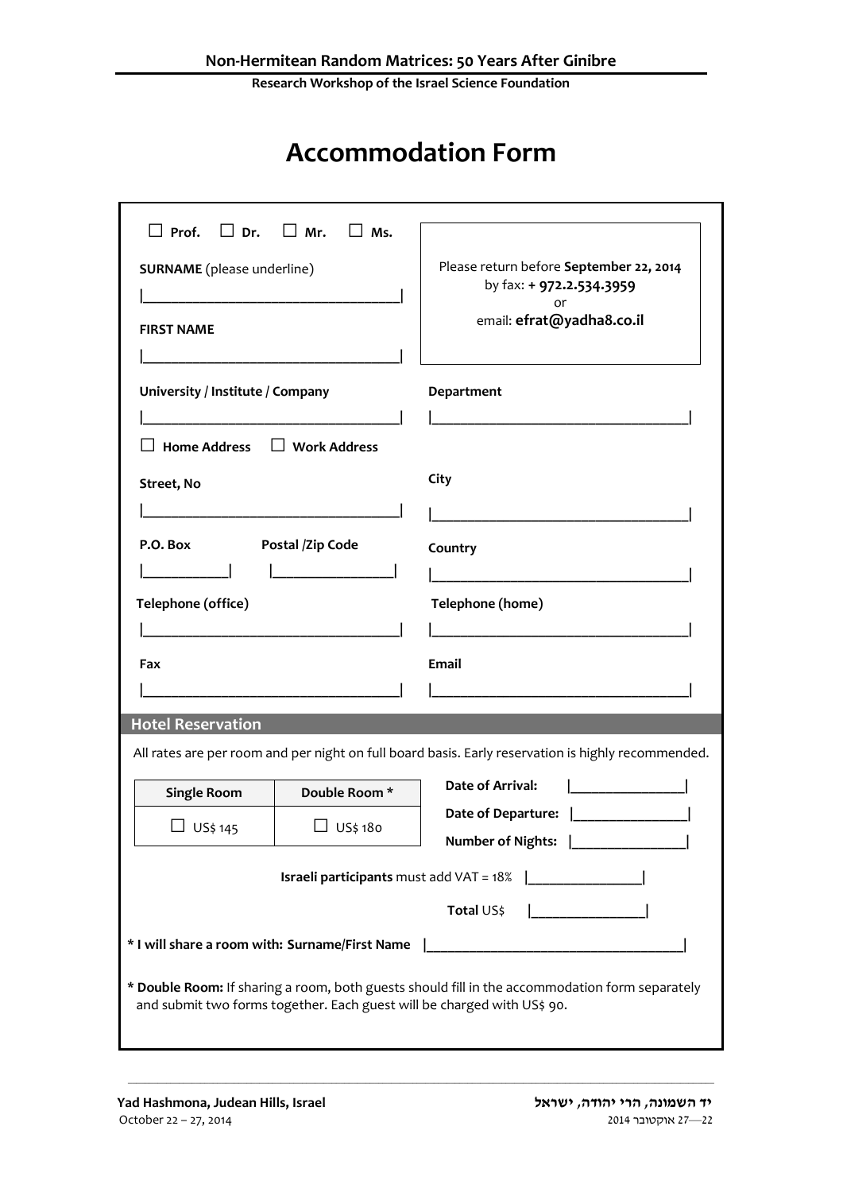**Non-Hermitean Random Matrices: 50 Years After Ginibre**

**Research Workshop of the Israel Science Foundation**

# Accommodation Form

☐ **Prof.** ☐ **Dr.** ☐ **Mr.** ☐ **Ms.**

Please return before **September 22, 2014**
by fax: **+ 972.2.534.3959**
or
email: **efrat@yadha8.co.il**

**SURNAME** (please underline)

|___________________________________|

**FIRST NAME**

|___________________________________|

**University / Institute / Company**

|___________________________________|

**Department**

|___________________________________|

☐ **Home Address** ☐ **Work Address**

**Street, No**

|___________________________________|

**City**

|___________________________________|

**P.O. Box** |___________|

**Postal /Zip Code** |________________|

**Country**

|___________________________________|

**Telephone (office)**

|___________________________________|

**Telephone (home)**

|___________________________________|

**Fax**

|___________________________________|

**Email**

|___________________________________|

## Hotel Reservation

All rates are per room and per night on full board basis. Early reservation is highly recommended.

| Single Room | Double Room * |
|---|---|
| ☐ US$ 145 | ☐ US$ 180 |

**Date of Arrival:** |________________|

**Date of Departure:** |________________|

**Number of Nights:** |________________|

**Israeli participants** must add VAT = 18% |________________|

**Total** US$ |________________|

**\* I will share a room with: Surname/First Name** |___________________________________|

**\* Double Room:** If sharing a room, both guests should fill in the accommodation form separately and submit two forms together. Each guest will be charged with US$ 90.

**Yad Hashmona, Judean Hills, Israel**
October 22 – 27, 2014

**יד השמונה, הרי יהודה, ישראל**
22—27 אוקטובר 2014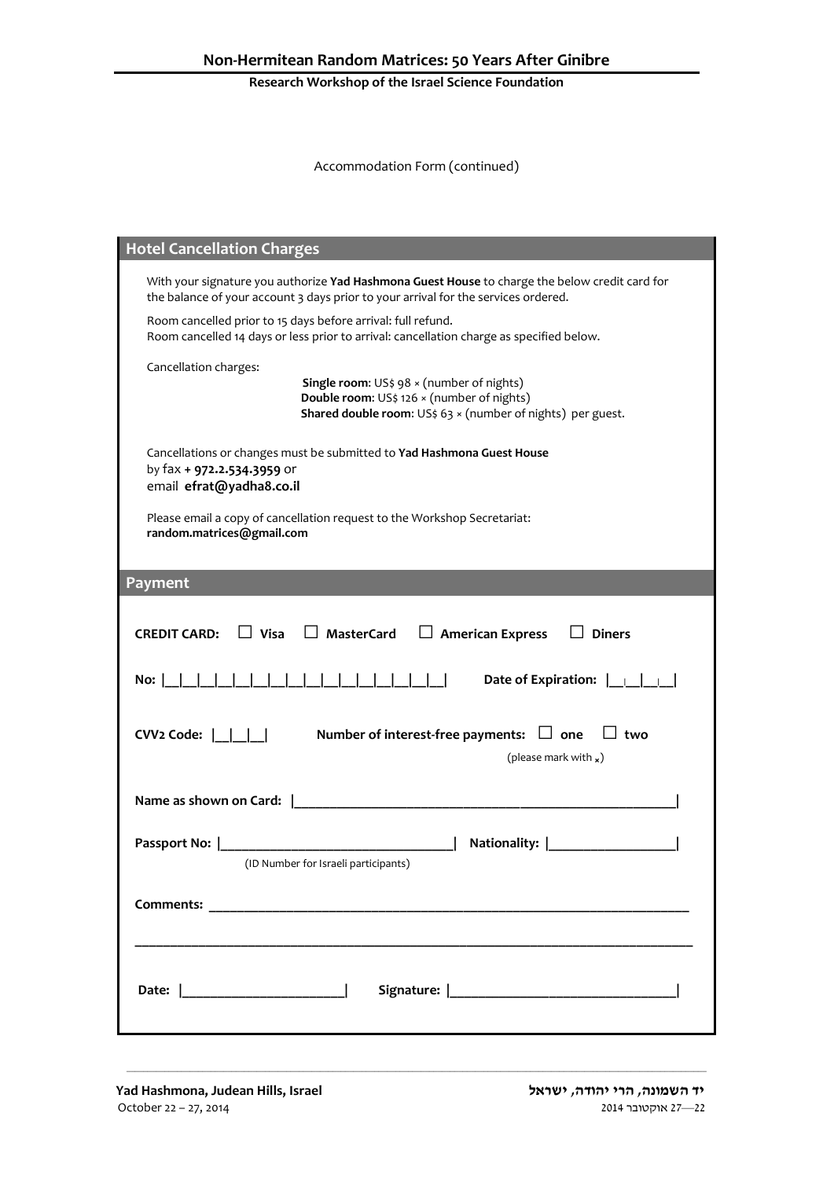Accommodation Form (continued)

## Hotel Cancellation Charges

With your signature you authorize **Yad Hashmona Guest House** to charge the below credit card for the balance of your account 3 days prior to your arrival for the services ordered.

Room cancelled prior to 15 days before arrival: full refund.
Room cancelled 14 days or less prior to arrival: cancellation charge as specified below.

Cancellation charges:

**Single room**: US$ 98 × (number of nights)
**Double room**: US$ 126 × (number of nights)
**Shared double room**: US$ 63 × (number of nights) per guest.

Cancellations or changes must be submitted to **Yad Hashmona Guest House** by fax **+ 972.2.534.3959** or email **efrat@yadha8.co.il**

Please email a copy of cancellation request to the Workshop Secretariat: **random.matrices@gmail.com**

## Payment

**CREDIT CARD:** ☐ **Visa** ☐ **MasterCard** ☐ **American Express** ☐ **Diners**

**No:** |__|__|__|__|__|__|__|__|__|__|__|__|__|__|__|__| **Date of Expiration:** |__|__|__|__|

**CVV2 Code:** |__|__|__| **Number of interest-free payments:** ☐ **one** ☐ **two**

(please mark with x)

**Name as shown on Card:** |________________________________________________|

**Passport No:** |______________________________| **Nationality:** |________________|

(ID Number for Israeli participants)

**Comments:** ________________________________________________________________

________________________________________________________________________________

**Date:** |______________________| **Signature:** |______________________________|

**Yad Hashmona, Judean Hills, Israel**
October 22 – 27, 2014

**יד השמונה, הרי יהודה, ישראל**
22—27 אוקטובר 2014